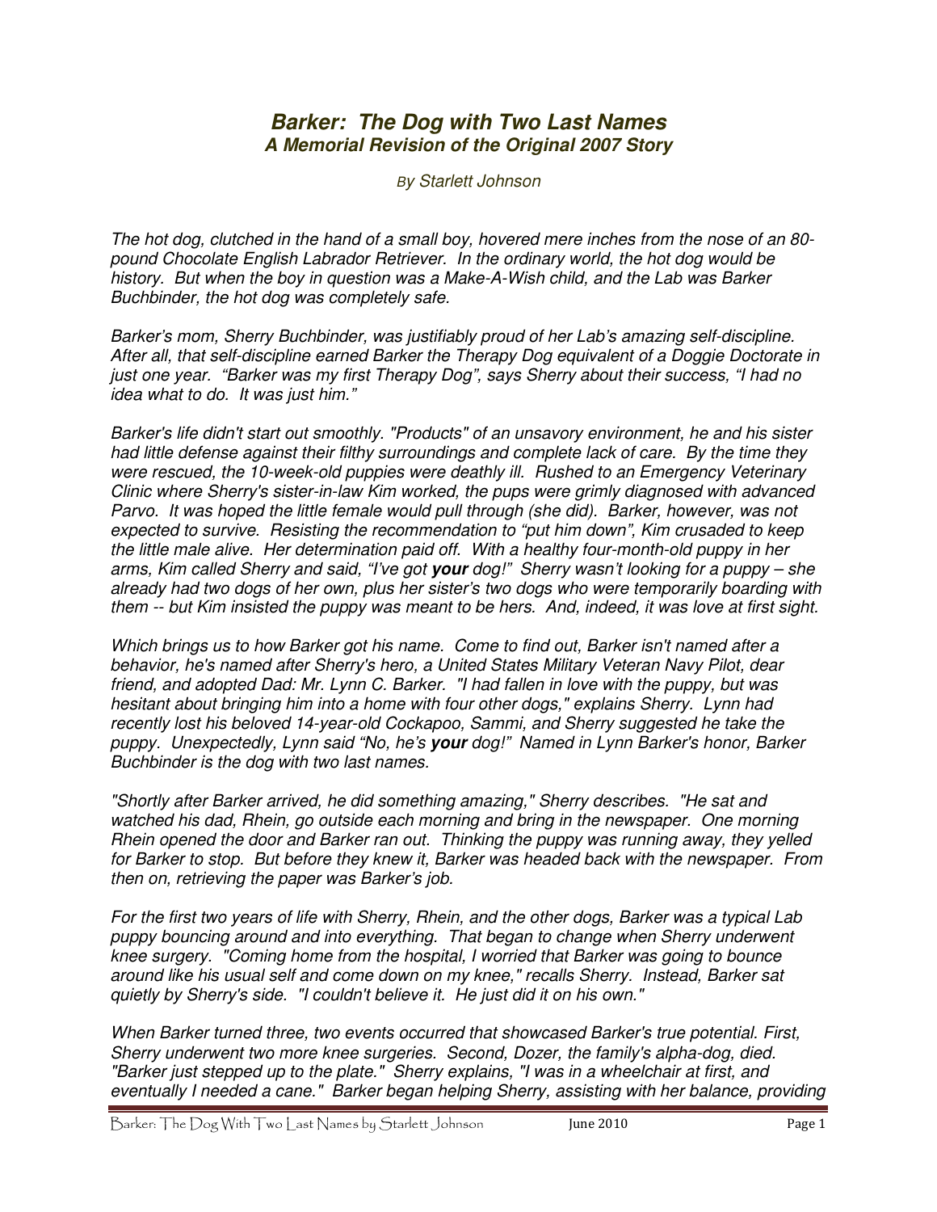# ***Barker: The Dog with Two Last Names***
## ***A Memorial Revision of the Original 2007 Story***

*By Starlett Johnson*

*The hot dog, clutched in the hand of a small boy, hovered mere inches from the nose of an 80-pound Chocolate English Labrador Retriever. In the ordinary world, the hot dog would be history. But when the boy in question was a Make-A-Wish child, and the Lab was Barker Buchbinder, the hot dog was completely safe.*

*Barker's mom, Sherry Buchbinder, was justifiably proud of her Lab's amazing self-discipline. After all, that self-discipline earned Barker the Therapy Dog equivalent of a Doggie Doctorate in just one year. "Barker was my first Therapy Dog", says Sherry about their success, "I had no idea what to do. It was just him."*

*Barker's life didn't start out smoothly. "Products" of an unsavory environment, he and his sister had little defense against their filthy surroundings and complete lack of care. By the time they were rescued, the 10-week-old puppies were deathly ill. Rushed to an Emergency Veterinary Clinic where Sherry's sister-in-law Kim worked, the pups were grimly diagnosed with advanced Parvo. It was hoped the little female would pull through (she did). Barker, however, was not expected to survive. Resisting the recommendation to "put him down", Kim crusaded to keep the little male alive. Her determination paid off. With a healthy four-month-old puppy in her arms, Kim called Sherry and said, "I've got **your** dog!" Sherry wasn't looking for a puppy – she already had two dogs of her own, plus her sister's two dogs who were temporarily boarding with them -- but Kim insisted the puppy was meant to be hers. And, indeed, it was love at first sight.*

*Which brings us to how Barker got his name. Come to find out, Barker isn't named after a behavior, he's named after Sherry's hero, a United States Military Veteran Navy Pilot, dear friend, and adopted Dad: Mr. Lynn C. Barker. "I had fallen in love with the puppy, but was hesitant about bringing him into a home with four other dogs," explains Sherry. Lynn had recently lost his beloved 14-year-old Cockapoo, Sammi, and Sherry suggested he take the puppy. Unexpectedly, Lynn said "No, he's **your** dog!" Named in Lynn Barker's honor, Barker Buchbinder is the dog with two last names.*

*"Shortly after Barker arrived, he did something amazing," Sherry describes. "He sat and watched his dad, Rhein, go outside each morning and bring in the newspaper. One morning Rhein opened the door and Barker ran out. Thinking the puppy was running away, they yelled for Barker to stop. But before they knew it, Barker was headed back with the newspaper. From then on, retrieving the paper was Barker's job.*

*For the first two years of life with Sherry, Rhein, and the other dogs, Barker was a typical Lab puppy bouncing around and into everything. That began to change when Sherry underwent knee surgery. "Coming home from the hospital, I worried that Barker was going to bounce around like his usual self and come down on my knee," recalls Sherry. Instead, Barker sat quietly by Sherry's side. "I couldn't believe it. He just did it on his own."*

*When Barker turned three, two events occurred that showcased Barker's true potential. First, Sherry underwent two more knee surgeries. Second, Dozer, the family's alpha-dog, died. "Barker just stepped up to the plate." Sherry explains, "I was in a wheelchair at first, and eventually I needed a cane." Barker began helping Sherry, assisting with her balance, providing*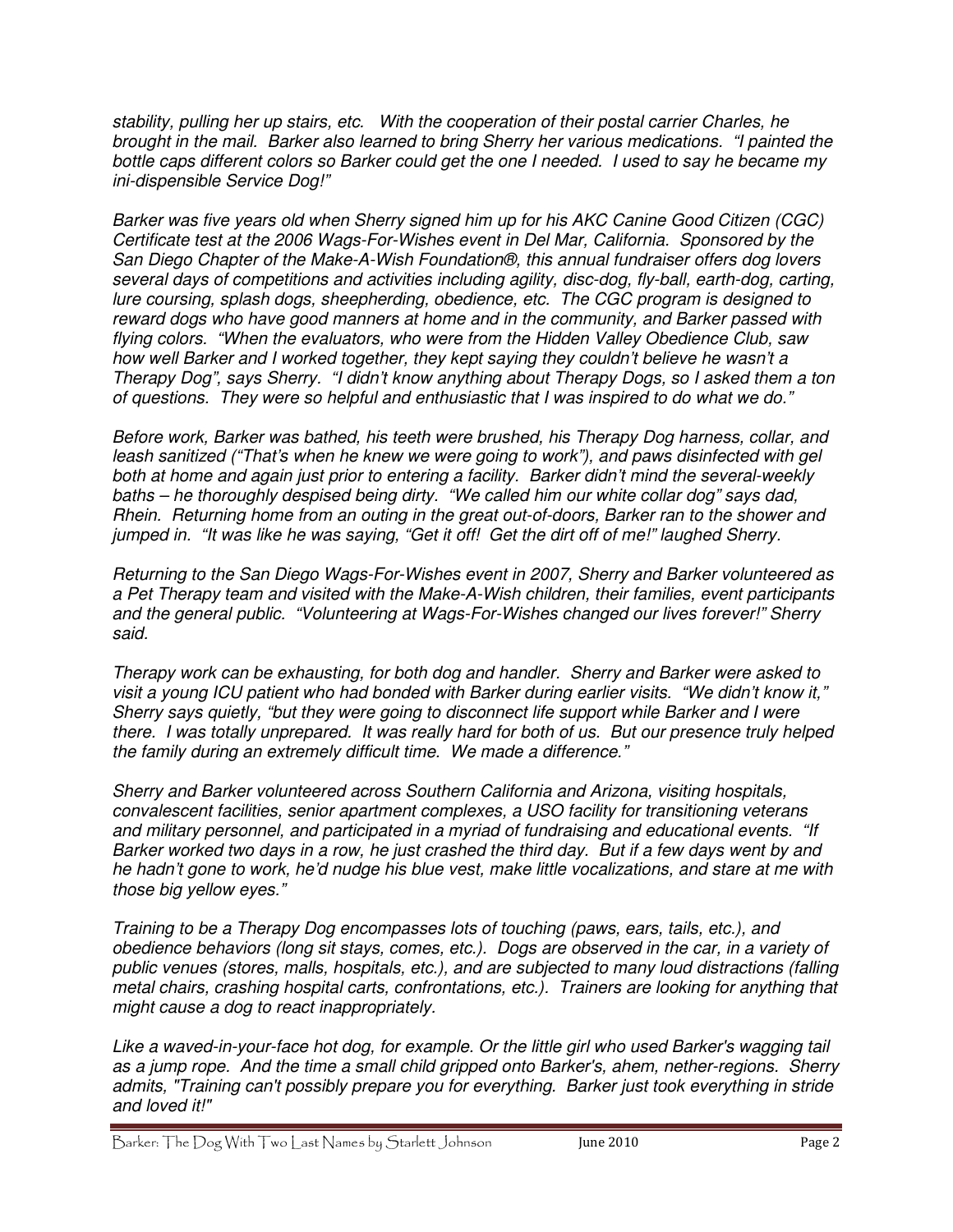*stability, pulling her up stairs, etc. With the cooperation of their postal carrier Charles, he brought in the mail. Barker also learned to bring Sherry her various medications. "I painted the bottle caps different colors so Barker could get the one I needed. I used to say he became my ini-dispensible Service Dog!"*

*Barker was five years old when Sherry signed him up for his AKC Canine Good Citizen (CGC) Certificate test at the 2006 Wags-For-Wishes event in Del Mar, California. Sponsored by the San Diego Chapter of the Make-A-Wish Foundation®, this annual fundraiser offers dog lovers several days of competitions and activities including agility, disc-dog, fly-ball, earth-dog, carting, lure coursing, splash dogs, sheepherding, obedience, etc. The CGC program is designed to reward dogs who have good manners at home and in the community, and Barker passed with flying colors. "When the evaluators, who were from the Hidden Valley Obedience Club, saw how well Barker and I worked together, they kept saying they couldn't believe he wasn't a Therapy Dog", says Sherry. "I didn't know anything about Therapy Dogs, so I asked them a ton of questions. They were so helpful and enthusiastic that I was inspired to do what we do."*

*Before work, Barker was bathed, his teeth were brushed, his Therapy Dog harness, collar, and leash sanitized ("That's when he knew we were going to work"), and paws disinfected with gel both at home and again just prior to entering a facility. Barker didn't mind the several-weekly baths – he thoroughly despised being dirty. "We called him our white collar dog" says dad, Rhein. Returning home from an outing in the great out-of-doors, Barker ran to the shower and jumped in. "It was like he was saying, "Get it off! Get the dirt off of me!" laughed Sherry.*

*Returning to the San Diego Wags-For-Wishes event in 2007, Sherry and Barker volunteered as a Pet Therapy team and visited with the Make-A-Wish children, their families, event participants and the general public. "Volunteering at Wags-For-Wishes changed our lives forever!" Sherry said.*

*Therapy work can be exhausting, for both dog and handler. Sherry and Barker were asked to visit a young ICU patient who had bonded with Barker during earlier visits. "We didn't know it," Sherry says quietly, "but they were going to disconnect life support while Barker and I were there. I was totally unprepared. It was really hard for both of us. But our presence truly helped the family during an extremely difficult time. We made a difference."*

*Sherry and Barker volunteered across Southern California and Arizona, visiting hospitals, convalescent facilities, senior apartment complexes, a USO facility for transitioning veterans and military personnel, and participated in a myriad of fundraising and educational events. "If Barker worked two days in a row, he just crashed the third day. But if a few days went by and he hadn't gone to work, he'd nudge his blue vest, make little vocalizations, and stare at me with those big yellow eyes."*

*Training to be a Therapy Dog encompasses lots of touching (paws, ears, tails, etc.), and obedience behaviors (long sit stays, comes, etc.). Dogs are observed in the car, in a variety of public venues (stores, malls, hospitals, etc.), and are subjected to many loud distractions (falling metal chairs, crashing hospital carts, confrontations, etc.). Trainers are looking for anything that might cause a dog to react inappropriately.*

*Like a waved-in-your-face hot dog, for example. Or the little girl who used Barker's wagging tail as a jump rope. And the time a small child gripped onto Barker's, ahem, nether-regions. Sherry admits, "Training can't possibly prepare you for everything. Barker just took everything in stride and loved it!"*